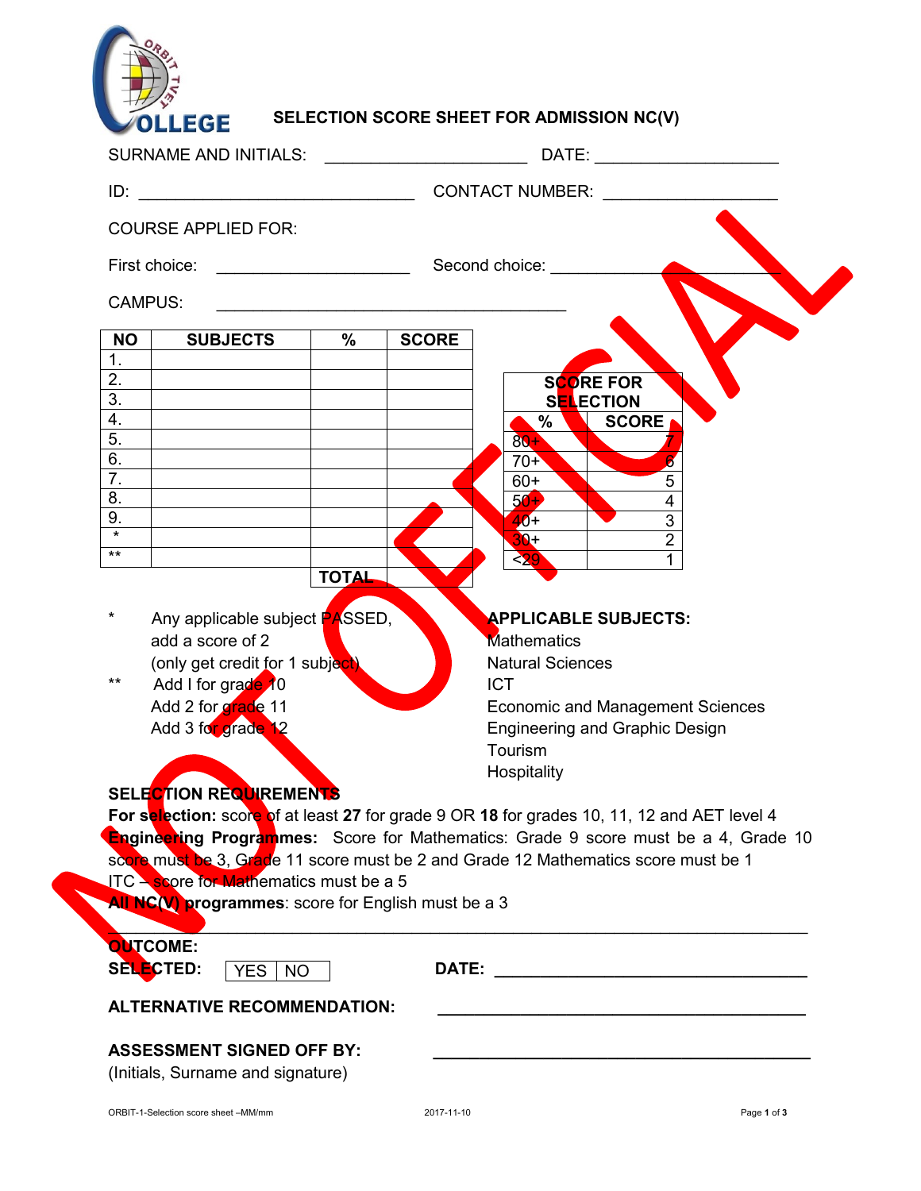# SELECTION SCORE SHEET FOR ADMISSION NC(V)

SURNAME AND INITIALS: ______________________ DATE: ____________________

ID: ______________________________ CONTACT NUMBER: ___________________

COURSE APPLIED FOR:

First choice: _____________________ Second choice: _____________________

CAMPUS: ______________________________________

| NO | SUBJECTS | % | SCORE |
|---|---|---|---|
| 1. | | | |
| 2. | | | |
| 3. | | | |
| 4. | | | |
| 5. | | | |
| 6. | | | |
| 7. | | | |
| 8. | | | |
| 9. | | | |
| * | | | |
| ** | | | |
| | | TOTAL | |

| SCORE FOR SELECTION | |
|---|---|
| % | SCORE |
| 80+ | 7 |
| 70+ | 6 |
| 60+ | 5 |
| 50+ | 4 |
| 40+ | 3 |
| 30+ | 2 |
| <29 | 1 |

\* Any applicable subject PASSED, add a score of 2 (only get credit for 1 subject)

\*\* Add I for grade 10
Add 2 for grade 11
Add 3 for grade 12

**APPLICABLE SUBJECTS:**
Mathematics
Natural Sciences
ICT
Economic and Management Sciences
Engineering and Graphic Design
Tourism
Hospitality

**SELECTION REQUIREMENTS**

**For selection:** score of at least **27** for grade 9 OR **18** for grades 10, 11, 12 and AET level 4

**Engineering Programmes:** Score for Mathematics: Grade 9 score must be a 4, Grade 10 score must be 3, Grade 11 score must be 2 and Grade 12 Mathematics score must be 1

ITC – score for Mathematics must be a 5

**All NC(V) programmes**: score for English must be a 3

---

**OUTCOME:**

**SELECTED:** YES | NO **DATE:** ______________________________

**ALTERNATIVE RECOMMENDATION:** ______________________________

**ASSESSMENT SIGNED OFF BY:** ______________________________
(Initials, Surname and signature)

NOT OFFICIAL

ORBIT-1-Selection score sheet –MM/mm 2017-11-10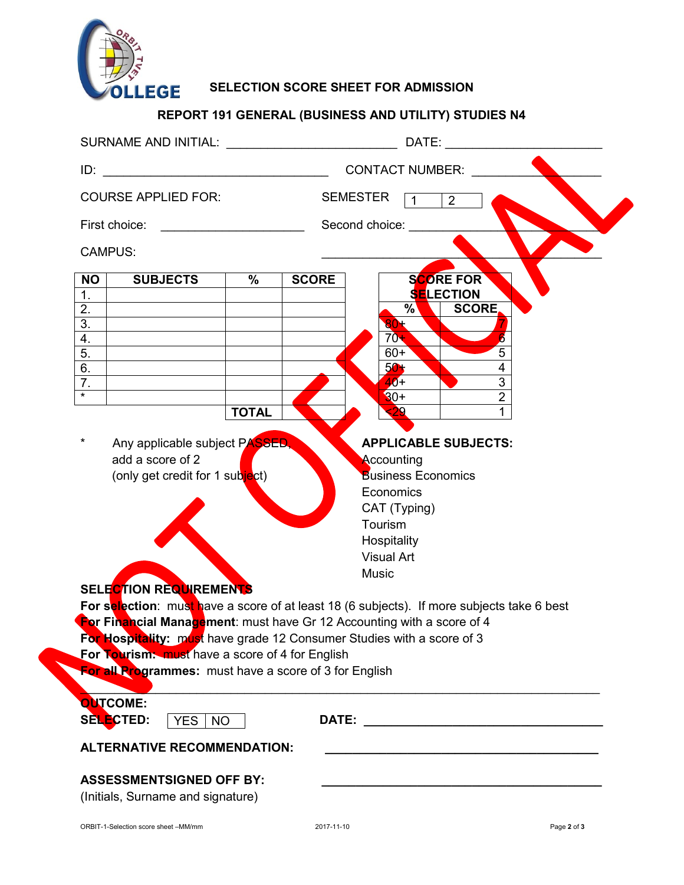ORBIT TVET COLLEGE

## SELECTION SCORE SHEET FOR ADMISSION

### REPORT 191 GENERAL (BUSINESS AND UTILITY) STUDIES N4

SURNAME AND INITIAL: ________________________ DATE: _____________________

ID: _______________________________ CONTACT NUMBER: ________________

COURSE APPLIED FOR: SEMESTER | 1 | 2 |

First choice: ____________________ Second choice: __________________

CAMPUS: ____________________________________

| NO | SUBJECTS | % | SCORE |
|---|---|---|---|
| 1. | | | |
| 2. | | | |
| 3. | | | |
| 4. | | | |
| 5. | | | |
| 6. | | | |
| 7. | | | |
| * | | | |
| | | TOTAL | |

| SCORE FOR SELECTION | |
|---|---|
| % | SCORE |
| 80+ | 7 |
| 70+ | 6 |
| 60+ | 5 |
| 50+ | 4 |
| 40+ | 3 |
| 30+ | 2 |
| <29 | 1 |

\* Any applicable subject PASSED, add a score of 2 (only get credit for 1 subject)

**APPLICABLE SUBJECTS:**
Accounting
Business Economics
Economics
CAT (Typing)
Tourism
Hospitality
Visual Art
Music

**SELECTION REQUIREMENTS**

**For selection**: must have a score of at least 18 (6 subjects). If more subjects take 6 best
**For Financial Management**: must have Gr 12 Accounting with a score of 4
**For Hospitality:** must have grade 12 Consumer Studies with a score of 3
**For Tourism:** must have a score of 4 for English
**For all Programmes:** must have a score of 3 for English

---

**OUTCOME:**
**SELECTED:** | YES | NO | **DATE:** ______________________________

**ALTERNATIVE RECOMMENDATION:** ______________________________________

**ASSESSMENTSIGNED OFF BY:** ______________________________________
(Initials, Surname and signature)

ORBIT-1-Selection score sheet –MM/mm 2017-11-10

NOT OFFICIAL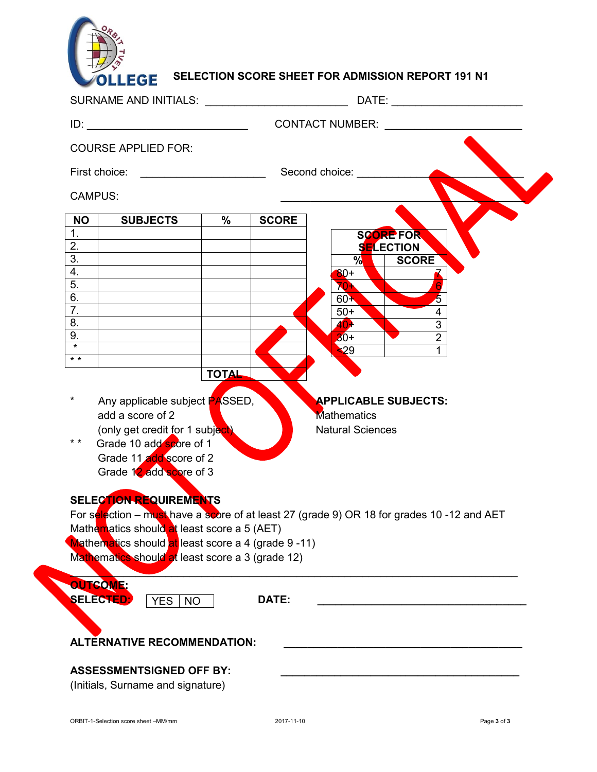ORBIT TVET COLLEGE

# SELECTION SCORE SHEET FOR ADMISSION REPORT 191 N1

SURNAME AND INITIALS: ________________________ DATE: ______________________

ID: ____________________________ CONTACT NUMBER: ________________________

COURSE APPLIED FOR:

First choice: ______________________ Second choice: ________________________

CAMPUS: ________________________________________________

| NO | SUBJECTS | % | SCORE |
|---|---|---|---|
| 1. | | | |
| 2. | | | |
| 3. | | | |
| 4. | | | |
| 5. | | | |
| 6. | | | |
| 7. | | | |
| 8. | | | |
| 9. | | | |
| * | | | |
| * * | | | |
| | | **TOTAL** | |

| **SCORE FOR SELECTION** | |
|---|---|
| **%** | **SCORE** |
| 80+ | 7 |
| 70+ | 6 |
| 60+ | 5 |
| 50+ | 4 |
| 40+ | 3 |
| 30+ | 2 |
| <29 | 1 |

\* Any applicable subject PASSED, add a score of 2 (only get credit for 1 subject)

\* \* Grade 10 add score of 1
Grade 11 add score of 2
Grade 12 add score of 3

**APPLICABLE SUBJECTS:**
Mathematics
Natural Sciences

**SELECTION REQUIREMENTS**

For selection – must have a score of at least 27 (grade 9) OR 18 for grades 10 -12 and AET
Mathematics should at least score a 5 (AET)
Mathematics should at least score a 4 (grade 9 -11)
Mathematics should at least score a 3 (grade 12)

___________________________________________________________________________

**OUTCOME:**

**SELECTED:** YES | NO **DATE:** ________________________________

**ALTERNATIVE RECOMMENDATION:** ________________________________________

**ASSESSMENTSIGNED OFF BY:** ________________________________________
(Initials, Surname and signature)

NOT OFFICIAL

ORBIT-1-Selection score sheet –MM/mm 2017-11-10